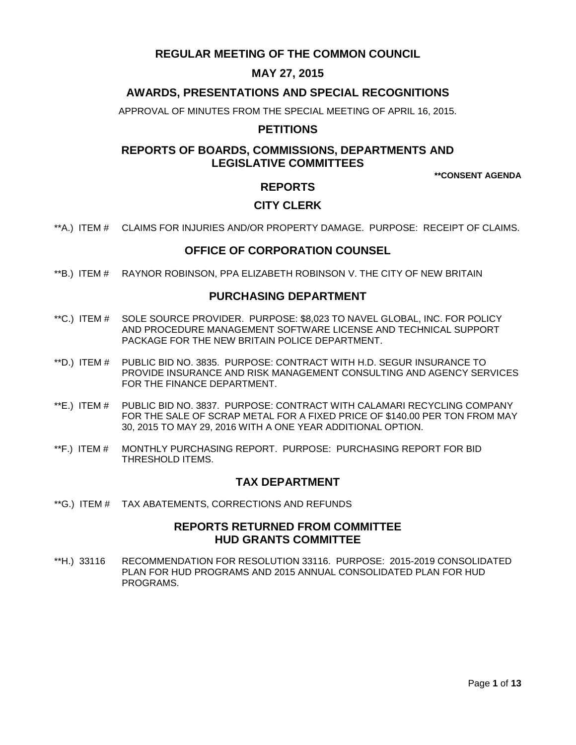# REGULAR MEETING OF THE COMMON COUNCIL

## MAY 27, 2015

## AWARDS, PRESENTATIONS AND SPECIAL RECOGNITIONS

APPROVAL OF MINUTES FROM THE SPECIAL MEETING OF APRIL 16, 2015.

## PETITIONS

## REPORTS OF BOARDS, COMMISSIONS, DEPARTMENTS AND LEGISLATIVE COMMITTEES

**\*\*CONSENT AGENDA**

## REPORTS

## CITY CLERK

**A.) ITEM # CLAIMS FOR INJURIES AND/OR PROPERTY DAMAGE. PURPOSE: RECEIPT OF CLAIMS.

## OFFICE OF CORPORATION COUNSEL

**B.) ITEM # RAYNOR ROBINSON, PPA ELIZABETH ROBINSON V. THE CITY OF NEW BRITAIN

## PURCHASING DEPARTMENT

**C.) ITEM # SOLE SOURCE PROVIDER. PURPOSE: $8,023 TO NAVEL GLOBAL, INC. FOR POLICY AND PROCEDURE MANAGEMENT SOFTWARE LICENSE AND TECHNICAL SUPPORT PACKAGE FOR THE NEW BRITAIN POLICE DEPARTMENT.

**D.) ITEM # PUBLIC BID NO. 3835. PURPOSE: CONTRACT WITH H.D. SEGUR INSURANCE TO PROVIDE INSURANCE AND RISK MANAGEMENT CONSULTING AND AGENCY SERVICES FOR THE FINANCE DEPARTMENT.

**E.) ITEM # PUBLIC BID NO. 3837. PURPOSE: CONTRACT WITH CALAMARI RECYCLING COMPANY FOR THE SALE OF SCRAP METAL FOR A FIXED PRICE OF $140.00 PER TON FROM MAY 30, 2015 TO MAY 29, 2016 WITH A ONE YEAR ADDITIONAL OPTION.

**F.) ITEM # MONTHLY PURCHASING REPORT. PURPOSE: PURCHASING REPORT FOR BID THRESHOLD ITEMS.

## TAX DEPARTMENT

**G.) ITEM # TAX ABATEMENTS, CORRECTIONS AND REFUNDS

## REPORTS RETURNED FROM COMMITTEE
## HUD GRANTS COMMITTEE

**H.) 33116 RECOMMENDATION FOR RESOLUTION 33116. PURPOSE: 2015-2019 CONSOLIDATED PLAN FOR HUD PROGRAMS AND 2015 ANNUAL CONSOLIDATED PLAN FOR HUD PROGRAMS.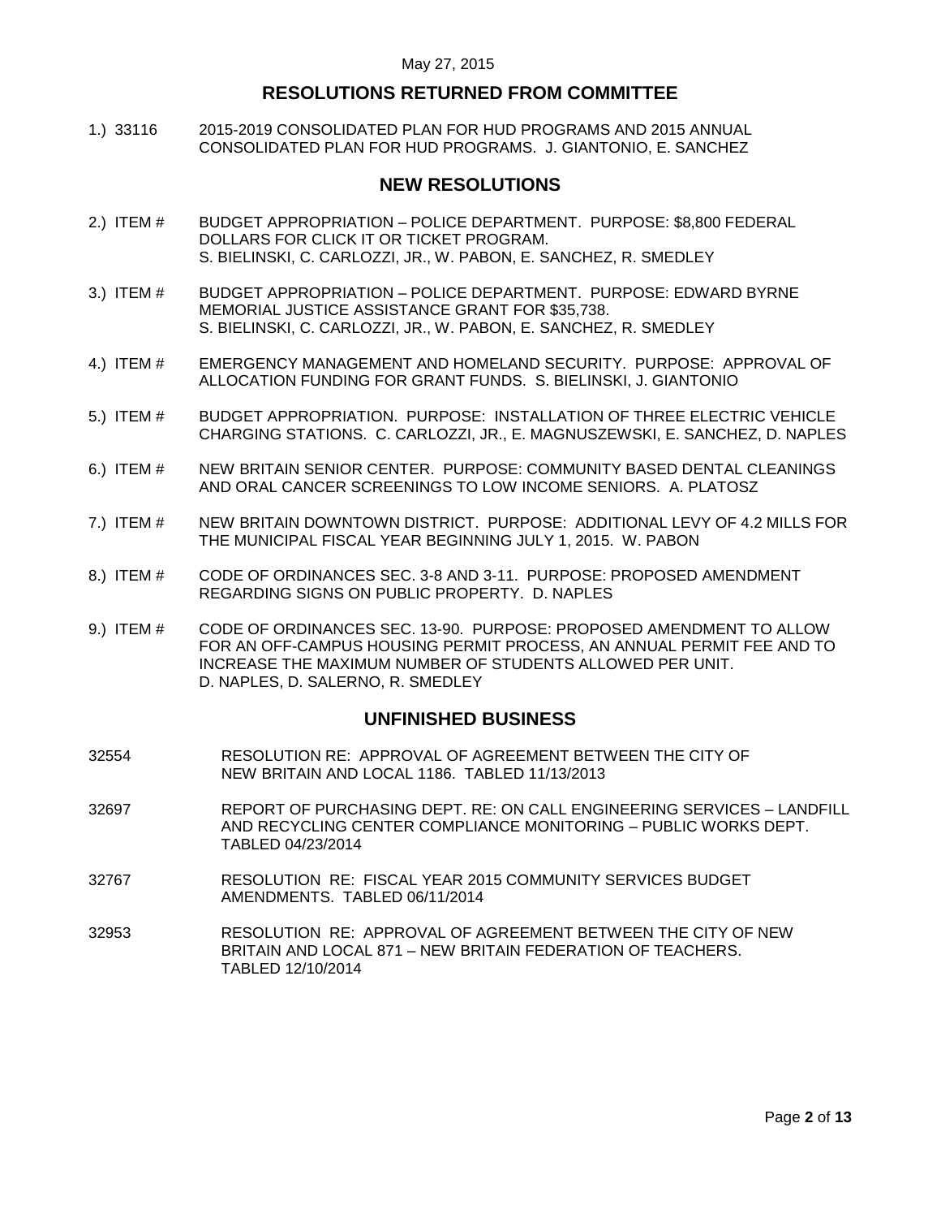May 27, 2015

## RESOLUTIONS RETURNED FROM COMMITTEE

1.) 33116 2015-2019 CONSOLIDATED PLAN FOR HUD PROGRAMS AND 2015 ANNUAL CONSOLIDATED PLAN FOR HUD PROGRAMS. J. GIANTONIO, E. SANCHEZ

## NEW RESOLUTIONS

2.) ITEM # BUDGET APPROPRIATION – POLICE DEPARTMENT. PURPOSE: $8,800 FEDERAL DOLLARS FOR CLICK IT OR TICKET PROGRAM.
S. BIELINSKI, C. CARLOZZI, JR., W. PABON, E. SANCHEZ, R. SMEDLEY

3.) ITEM # BUDGET APPROPRIATION – POLICE DEPARTMENT. PURPOSE: EDWARD BYRNE MEMORIAL JUSTICE ASSISTANCE GRANT FOR $35,738.
S. BIELINSKI, C. CARLOZZI, JR., W. PABON, E. SANCHEZ, R. SMEDLEY

4.) ITEM # EMERGENCY MANAGEMENT AND HOMELAND SECURITY. PURPOSE: APPROVAL OF ALLOCATION FUNDING FOR GRANT FUNDS. S. BIELINSKI, J. GIANTONIO

5.) ITEM # BUDGET APPROPRIATION. PURPOSE: INSTALLATION OF THREE ELECTRIC VEHICLE CHARGING STATIONS. C. CARLOZZI, JR., E. MAGNUSZEWSKI, E. SANCHEZ, D. NAPLES

6.) ITEM # NEW BRITAIN SENIOR CENTER. PURPOSE: COMMUNITY BASED DENTAL CLEANINGS AND ORAL CANCER SCREENINGS TO LOW INCOME SENIORS. A. PLATOSZ

7.) ITEM # NEW BRITAIN DOWNTOWN DISTRICT. PURPOSE: ADDITIONAL LEVY OF 4.2 MILLS FOR THE MUNICIPAL FISCAL YEAR BEGINNING JULY 1, 2015. W. PABON

8.) ITEM # CODE OF ORDINANCES SEC. 3-8 AND 3-11. PURPOSE: PROPOSED AMENDMENT REGARDING SIGNS ON PUBLIC PROPERTY. D. NAPLES

9.) ITEM # CODE OF ORDINANCES SEC. 13-90. PURPOSE: PROPOSED AMENDMENT TO ALLOW FOR AN OFF-CAMPUS HOUSING PERMIT PROCESS, AN ANNUAL PERMIT FEE AND TO INCREASE THE MAXIMUM NUMBER OF STUDENTS ALLOWED PER UNIT.
D. NAPLES, D. SALERNO, R. SMEDLEY

## UNFINISHED BUSINESS

32554 RESOLUTION RE: APPROVAL OF AGREEMENT BETWEEN THE CITY OF NEW BRITAIN AND LOCAL 1186. TABLED 11/13/2013

32697 REPORT OF PURCHASING DEPT. RE: ON CALL ENGINEERING SERVICES – LANDFILL AND RECYCLING CENTER COMPLIANCE MONITORING – PUBLIC WORKS DEPT. TABLED 04/23/2014

32767 RESOLUTION RE: FISCAL YEAR 2015 COMMUNITY SERVICES BUDGET AMENDMENTS. TABLED 06/11/2014

32953 RESOLUTION RE: APPROVAL OF AGREEMENT BETWEEN THE CITY OF NEW BRITAIN AND LOCAL 871 – NEW BRITAIN FEDERATION OF TEACHERS. TABLED 12/10/2014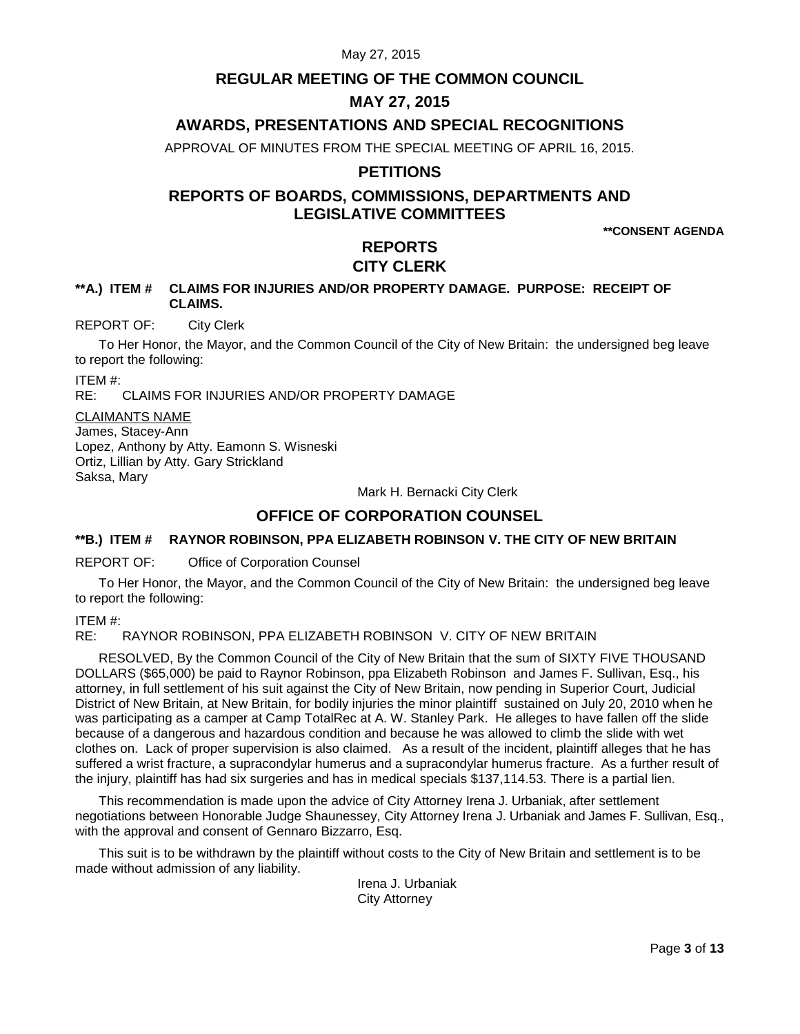# REGULAR MEETING OF THE COMMON COUNCIL

# MAY 27, 2015

## AWARDS, PRESENTATIONS AND SPECIAL RECOGNITIONS

APPROVAL OF MINUTES FROM THE SPECIAL MEETING OF APRIL 16, 2015.

## PETITIONS

## REPORTS OF BOARDS, COMMISSIONS, DEPARTMENTS AND LEGISLATIVE COMMITTEES

**\*\*CONSENT AGENDA**

## REPORTS

## CITY CLERK

**\*\*A.) ITEM # CLAIMS FOR INJURIES AND/OR PROPERTY DAMAGE. PURPOSE: RECEIPT OF CLAIMS.**

REPORT OF: City Clerk

To Her Honor, the Mayor, and the Common Council of the City of New Britain: the undersigned beg leave to report the following:

ITEM #:
RE: CLAIMS FOR INJURIES AND/OR PROPERTY DAMAGE

<u>CLAIMANTS NAME</u>
James, Stacey-Ann
Lopez, Anthony by Atty. Eamonn S. Wisneski
Ortiz, Lillian by Atty. Gary Strickland
Saksa, Mary

Mark H. Bernacki City Clerk

## OFFICE OF CORPORATION COUNSEL

**\*\*B.) ITEM # RAYNOR ROBINSON, PPA ELIZABETH ROBINSON V. THE CITY OF NEW BRITAIN**

REPORT OF: Office of Corporation Counsel

To Her Honor, the Mayor, and the Common Council of the City of New Britain: the undersigned beg leave to report the following:

ITEM #:
RE: RAYNOR ROBINSON, PPA ELIZABETH ROBINSON V. CITY OF NEW BRITAIN

RESOLVED, By the Common Council of the City of New Britain that the sum of SIXTY FIVE THOUSAND DOLLARS ($65,000) be paid to Raynor Robinson, ppa Elizabeth Robinson and James F. Sullivan, Esq., his attorney, in full settlement of his suit against the City of New Britain, now pending in Superior Court, Judicial District of New Britain, at New Britain, for bodily injuries the minor plaintiff sustained on July 20, 2010 when he was participating as a camper at Camp TotalRec at A. W. Stanley Park. He alleges to have fallen off the slide because of a dangerous and hazardous condition and because he was allowed to climb the slide with wet clothes on. Lack of proper supervision is also claimed. As a result of the incident, plaintiff alleges that he has suffered a wrist fracture, a supracondylar humerus and a supracondylar humerus fracture. As a further result of the injury, plaintiff has had six surgeries and has in medical specials $137,114.53. There is a partial lien.

This recommendation is made upon the advice of City Attorney Irena J. Urbaniak, after settlement negotiations between Honorable Judge Shaunessey, City Attorney Irena J. Urbaniak and James F. Sullivan, Esq., with the approval and consent of Gennaro Bizzarro, Esq.

This suit is to be withdrawn by the plaintiff without costs to the City of New Britain and settlement is to be made without admission of any liability.

Irena J. Urbaniak
City Attorney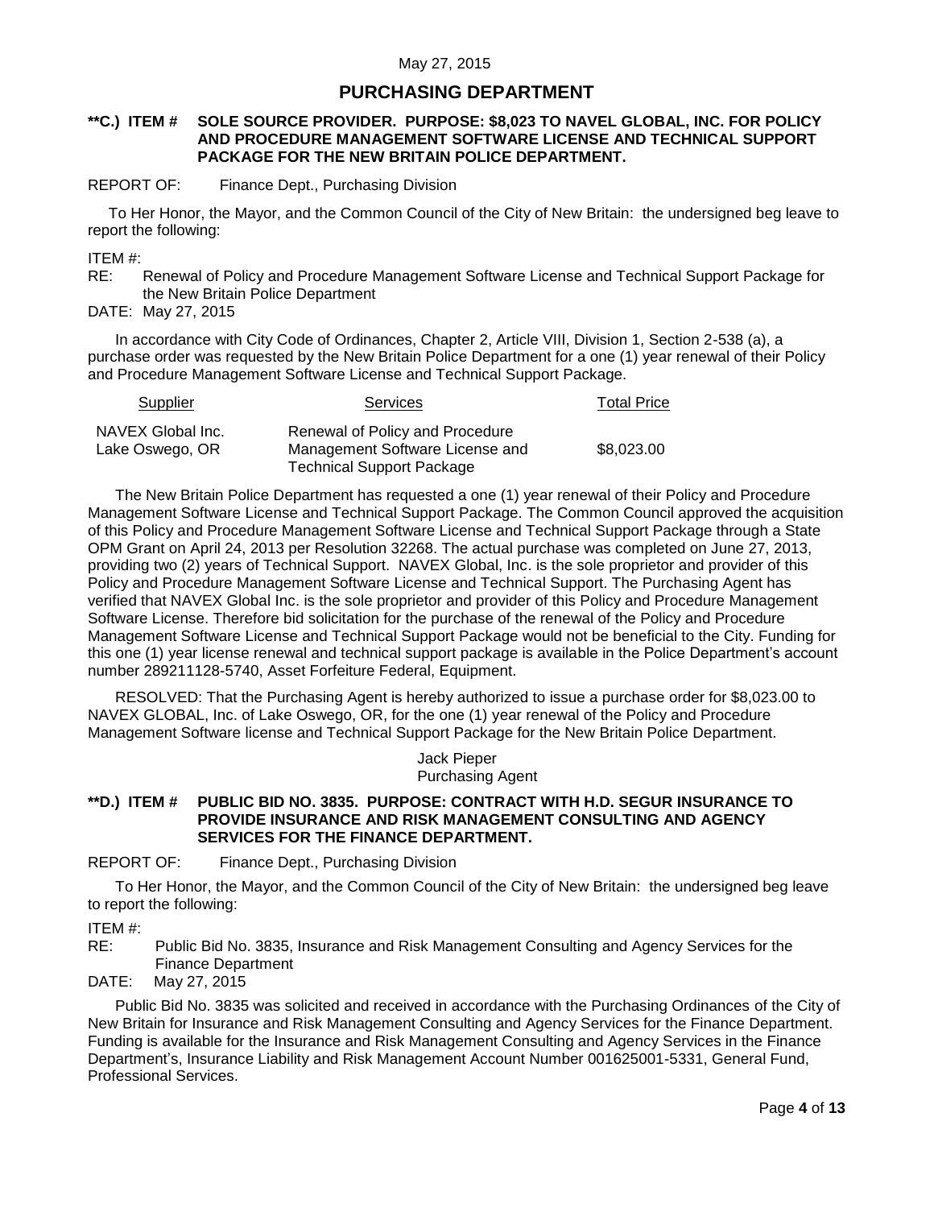May 27, 2015

## PURCHASING DEPARTMENT

**\*\*C.) ITEM # SOLE SOURCE PROVIDER. PURPOSE: $8,023 TO NAVEL GLOBAL, INC. FOR POLICY AND PROCEDURE MANAGEMENT SOFTWARE LICENSE AND TECHNICAL SUPPORT PACKAGE FOR THE NEW BRITAIN POLICE DEPARTMENT.**

REPORT OF: Finance Dept., Purchasing Division

To Her Honor, the Mayor, and the Common Council of the City of New Britain: the undersigned beg leave to report the following:

ITEM #:
RE: Renewal of Policy and Procedure Management Software License and Technical Support Package for the New Britain Police Department
DATE: May 27, 2015

In accordance with City Code of Ordinances, Chapter 2, Article VIII, Division 1, Section 2-538 (a), a purchase order was requested by the New Britain Police Department for a one (1) year renewal of their Policy and Procedure Management Software License and Technical Support Package.

| Supplier | Services | Total Price |
|---|---|---|
| NAVEX Global Inc.<br>Lake Oswego, OR | Renewal of Policy and Procedure Management Software License and Technical Support Package | $8,023.00 |

The New Britain Police Department has requested a one (1) year renewal of their Policy and Procedure Management Software License and Technical Support Package. The Common Council approved the acquisition of this Policy and Procedure Management Software License and Technical Support Package through a State OPM Grant on April 24, 2013 per Resolution 32268. The actual purchase was completed on June 27, 2013, providing two (2) years of Technical Support. NAVEX Global, Inc. is the sole proprietor and provider of this Policy and Procedure Management Software License and Technical Support. The Purchasing Agent has verified that NAVEX Global Inc. is the sole proprietor and provider of this Policy and Procedure Management Software License. Therefore bid solicitation for the purchase of the renewal of the Policy and Procedure Management Software License and Technical Support Package would not be beneficial to the City. Funding for this one (1) year license renewal and technical support package is available in the Police Department's account number 289211128-5740, Asset Forfeiture Federal, Equipment.

RESOLVED: That the Purchasing Agent is hereby authorized to issue a purchase order for $8,023.00 to NAVEX GLOBAL, Inc. of Lake Oswego, OR, for the one (1) year renewal of the Policy and Procedure Management Software license and Technical Support Package for the New Britain Police Department.

Jack Pieper
Purchasing Agent

**\*\*D.) ITEM # PUBLIC BID NO. 3835. PURPOSE: CONTRACT WITH H.D. SEGUR INSURANCE TO PROVIDE INSURANCE AND RISK MANAGEMENT CONSULTING AND AGENCY SERVICES FOR THE FINANCE DEPARTMENT.**

REPORT OF: Finance Dept., Purchasing Division

To Her Honor, the Mayor, and the Common Council of the City of New Britain: the undersigned beg leave to report the following:

ITEM #:
RE: Public Bid No. 3835, Insurance and Risk Management Consulting and Agency Services for the Finance Department
DATE: May 27, 2015

Public Bid No. 3835 was solicited and received in accordance with the Purchasing Ordinances of the City of New Britain for Insurance and Risk Management Consulting and Agency Services for the Finance Department. Funding is available for the Insurance and Risk Management Consulting and Agency Services in the Finance Department's, Insurance Liability and Risk Management Account Number 001625001-5331, General Fund, Professional Services.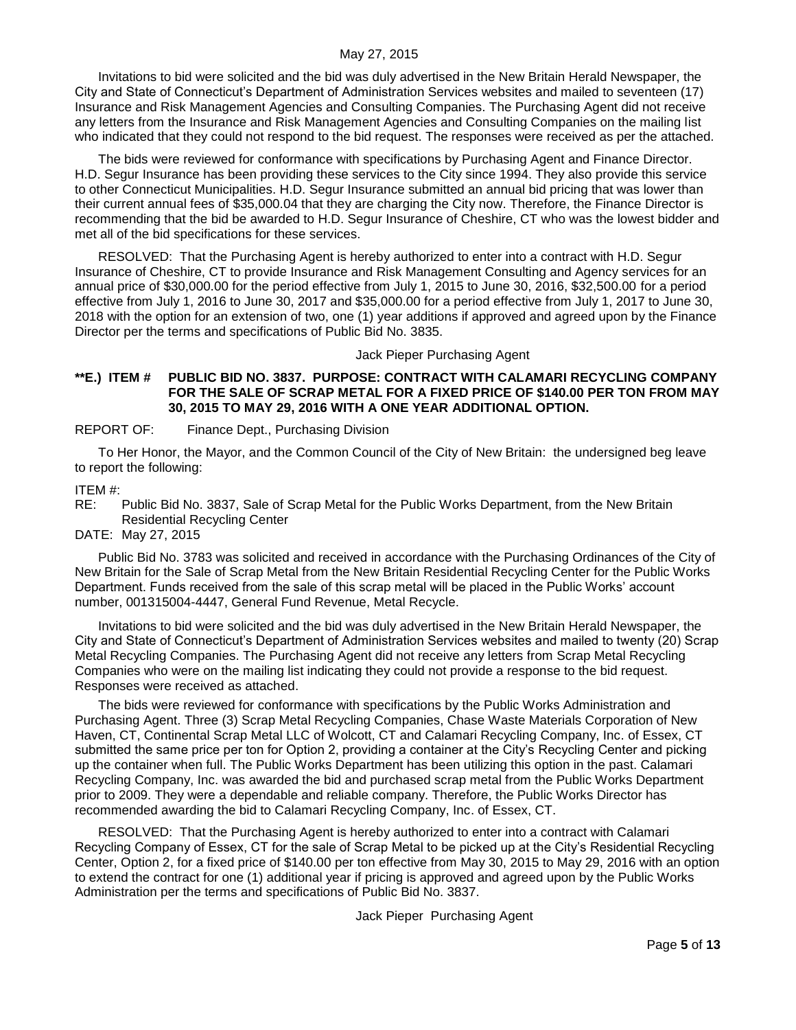Invitations to bid were solicited and the bid was duly advertised in the New Britain Herald Newspaper, the City and State of Connecticut's Department of Administration Services websites and mailed to seventeen (17) Insurance and Risk Management Agencies and Consulting Companies. The Purchasing Agent did not receive any letters from the Insurance and Risk Management Agencies and Consulting Companies on the mailing list who indicated that they could not respond to the bid request. The responses were received as per the attached.

The bids were reviewed for conformance with specifications by Purchasing Agent and Finance Director. H.D. Segur Insurance has been providing these services to the City since 1994. They also provide this service to other Connecticut Municipalities. H.D. Segur Insurance submitted an annual bid pricing that was lower than their current annual fees of $35,000.04 that they are charging the City now. Therefore, the Finance Director is recommending that the bid be awarded to H.D. Segur Insurance of Cheshire, CT who was the lowest bidder and met all of the bid specifications for these services.

RESOLVED: That the Purchasing Agent is hereby authorized to enter into a contract with H.D. Segur Insurance of Cheshire, CT to provide Insurance and Risk Management Consulting and Agency services for an annual price of $30,000.00 for the period effective from July 1, 2015 to June 30, 2016, $32,500.00 for a period effective from July 1, 2016 to June 30, 2017 and $35,000.00 for a period effective from July 1, 2017 to June 30, 2018 with the option for an extension of two, one (1) year additions if approved and agreed upon by the Finance Director per the terms and specifications of Public Bid No. 3835.

Jack Pieper Purchasing Agent

**\*\*E.) ITEM # PUBLIC BID NO. 3837. PURPOSE: CONTRACT WITH CALAMARI RECYCLING COMPANY FOR THE SALE OF SCRAP METAL FOR A FIXED PRICE OF $140.00 PER TON FROM MAY 30, 2015 TO MAY 29, 2016 WITH A ONE YEAR ADDITIONAL OPTION.**

REPORT OF: Finance Dept., Purchasing Division

To Her Honor, the Mayor, and the Common Council of the City of New Britain: the undersigned beg leave to report the following:

ITEM #:
RE: Public Bid No. 3837, Sale of Scrap Metal for the Public Works Department, from the New Britain Residential Recycling Center
DATE: May 27, 2015

Public Bid No. 3783 was solicited and received in accordance with the Purchasing Ordinances of the City of New Britain for the Sale of Scrap Metal from the New Britain Residential Recycling Center for the Public Works Department. Funds received from the sale of this scrap metal will be placed in the Public Works' account number, 001315004-4447, General Fund Revenue, Metal Recycle.

Invitations to bid were solicited and the bid was duly advertised in the New Britain Herald Newspaper, the City and State of Connecticut's Department of Administration Services websites and mailed to twenty (20) Scrap Metal Recycling Companies. The Purchasing Agent did not receive any letters from Scrap Metal Recycling Companies who were on the mailing list indicating they could not provide a response to the bid request. Responses were received as attached.

The bids were reviewed for conformance with specifications by the Public Works Administration and Purchasing Agent. Three (3) Scrap Metal Recycling Companies, Chase Waste Materials Corporation of New Haven, CT, Continental Scrap Metal LLC of Wolcott, CT and Calamari Recycling Company, Inc. of Essex, CT submitted the same price per ton for Option 2, providing a container at the City's Recycling Center and picking up the container when full. The Public Works Department has been utilizing this option in the past. Calamari Recycling Company, Inc. was awarded the bid and purchased scrap metal from the Public Works Department prior to 2009. They were a dependable and reliable company. Therefore, the Public Works Director has recommended awarding the bid to Calamari Recycling Company, Inc. of Essex, CT.

RESOLVED: That the Purchasing Agent is hereby authorized to enter into a contract with Calamari Recycling Company of Essex, CT for the sale of Scrap Metal to be picked up at the City's Residential Recycling Center, Option 2, for a fixed price of $140.00 per ton effective from May 30, 2015 to May 29, 2016 with an option to extend the contract for one (1) additional year if pricing is approved and agreed upon by the Public Works Administration per the terms and specifications of Public Bid No. 3837.

Jack Pieper Purchasing Agent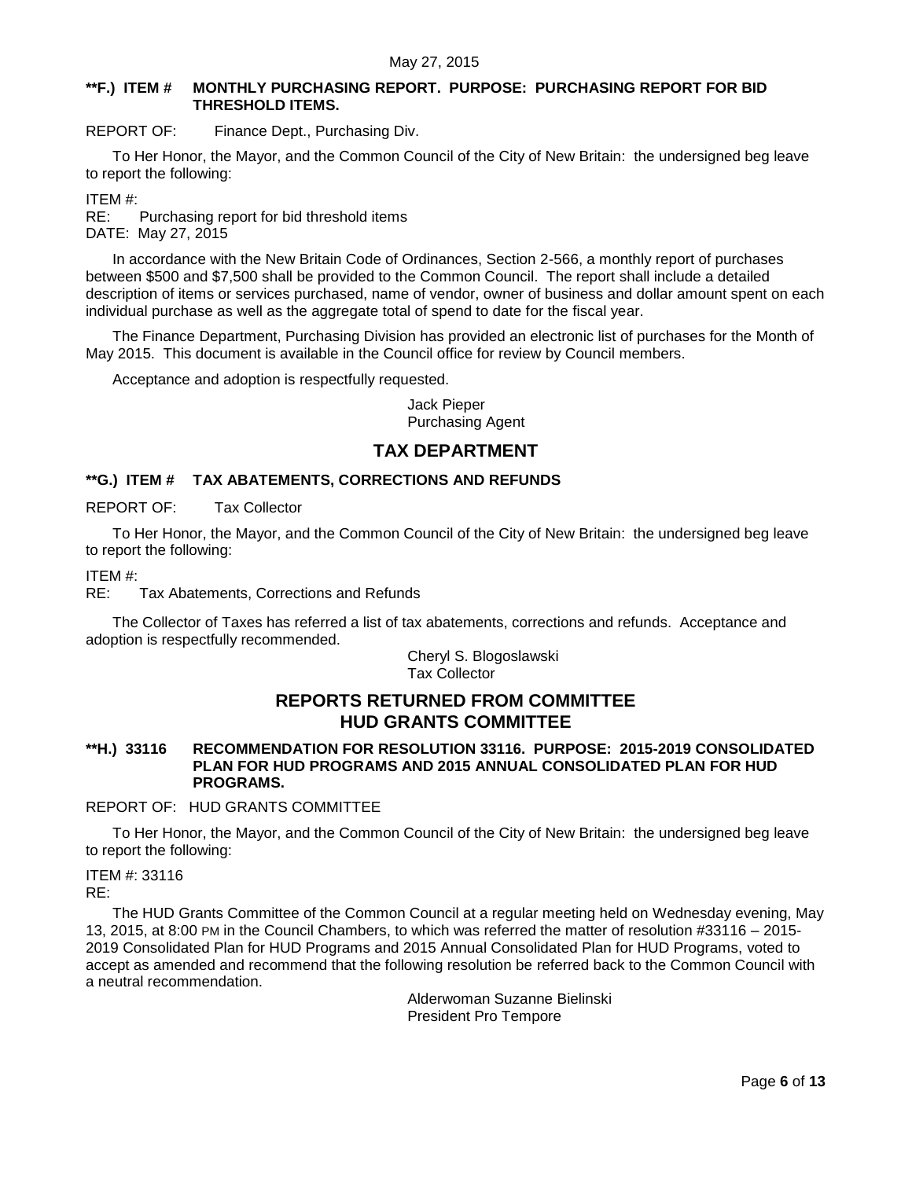### **F.) ITEM # MONTHLY PURCHASING REPORT. PURPOSE: PURCHASING REPORT FOR BID THRESHOLD ITEMS.

REPORT OF: Finance Dept., Purchasing Div.

To Her Honor, the Mayor, and the Common Council of the City of New Britain: the undersigned beg leave to report the following:

ITEM #:
RE: Purchasing report for bid threshold items
DATE: May 27, 2015

In accordance with the New Britain Code of Ordinances, Section 2-566, a monthly report of purchases between $500 and $7,500 shall be provided to the Common Council. The report shall include a detailed description of items or services purchased, name of vendor, owner of business and dollar amount spent on each individual purchase as well as the aggregate total of spend to date for the fiscal year.

The Finance Department, Purchasing Division has provided an electronic list of purchases for the Month of May 2015. This document is available in the Council office for review by Council members.

Acceptance and adoption is respectfully requested.

Jack Pieper
Purchasing Agent

## TAX DEPARTMENT

### **G.) ITEM # TAX ABATEMENTS, CORRECTIONS AND REFUNDS

REPORT OF: Tax Collector

To Her Honor, the Mayor, and the Common Council of the City of New Britain: the undersigned beg leave to report the following:

ITEM #:
RE: Tax Abatements, Corrections and Refunds

The Collector of Taxes has referred a list of tax abatements, corrections and refunds. Acceptance and adoption is respectfully recommended.

Cheryl S. Blogoslawski
Tax Collector

## REPORTS RETURNED FROM COMMITTEE
## HUD GRANTS COMMITTEE

### **H.) 33116 RECOMMENDATION FOR RESOLUTION 33116. PURPOSE: 2015-2019 CONSOLIDATED PLAN FOR HUD PROGRAMS AND 2015 ANNUAL CONSOLIDATED PLAN FOR HUD PROGRAMS.

REPORT OF: HUD GRANTS COMMITTEE

To Her Honor, the Mayor, and the Common Council of the City of New Britain: the undersigned beg leave to report the following:

ITEM #: 33116
RE:

The HUD Grants Committee of the Common Council at a regular meeting held on Wednesday evening, May 13, 2015, at 8:00 PM in the Council Chambers, to which was referred the matter of resolution #33116 – 2015-2019 Consolidated Plan for HUD Programs and 2015 Annual Consolidated Plan for HUD Programs, voted to accept as amended and recommend that the following resolution be referred back to the Common Council with a neutral recommendation.

Alderwoman Suzanne Bielinski
President Pro Tempore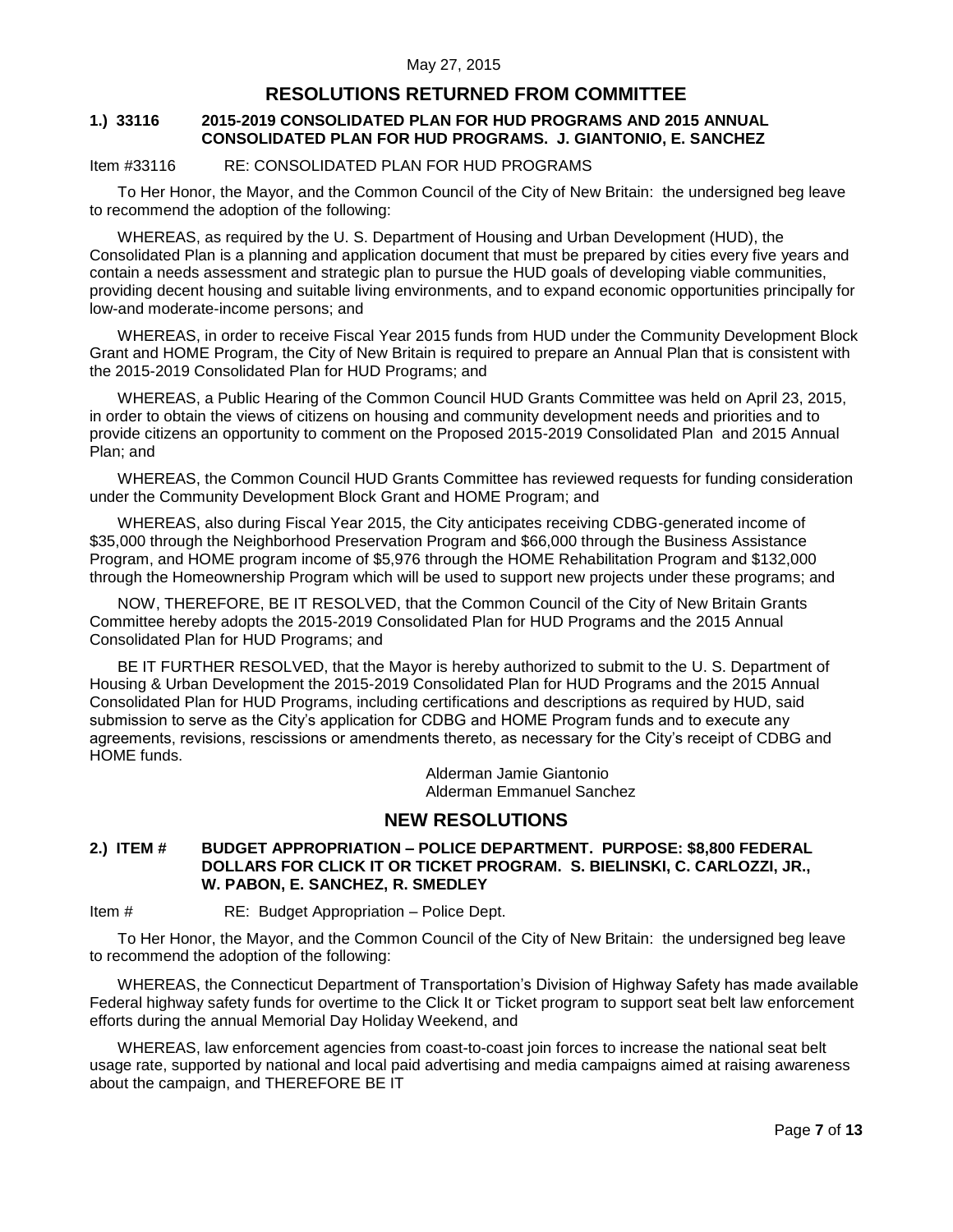May 27, 2015

# RESOLUTIONS RETURNED FROM COMMITTEE

### 1.) 33116 2015-2019 CONSOLIDATED PLAN FOR HUD PROGRAMS AND 2015 ANNUAL CONSOLIDATED PLAN FOR HUD PROGRAMS. J. GIANTONIO, E. SANCHEZ

Item #33116 RE: CONSOLIDATED PLAN FOR HUD PROGRAMS

To Her Honor, the Mayor, and the Common Council of the City of New Britain: the undersigned beg leave to recommend the adoption of the following:

WHEREAS, as required by the U. S. Department of Housing and Urban Development (HUD), the Consolidated Plan is a planning and application document that must be prepared by cities every five years and contain a needs assessment and strategic plan to pursue the HUD goals of developing viable communities, providing decent housing and suitable living environments, and to expand economic opportunities principally for low-and moderate-income persons; and

WHEREAS, in order to receive Fiscal Year 2015 funds from HUD under the Community Development Block Grant and HOME Program, the City of New Britain is required to prepare an Annual Plan that is consistent with the 2015-2019 Consolidated Plan for HUD Programs; and

WHEREAS, a Public Hearing of the Common Council HUD Grants Committee was held on April 23, 2015, in order to obtain the views of citizens on housing and community development needs and priorities and to provide citizens an opportunity to comment on the Proposed 2015-2019 Consolidated Plan and 2015 Annual Plan; and

WHEREAS, the Common Council HUD Grants Committee has reviewed requests for funding consideration under the Community Development Block Grant and HOME Program; and

WHEREAS, also during Fiscal Year 2015, the City anticipates receiving CDBG-generated income of $35,000 through the Neighborhood Preservation Program and $66,000 through the Business Assistance Program, and HOME program income of $5,976 through the HOME Rehabilitation Program and $132,000 through the Homeownership Program which will be used to support new projects under these programs; and

NOW, THEREFORE, BE IT RESOLVED, that the Common Council of the City of New Britain Grants Committee hereby adopts the 2015-2019 Consolidated Plan for HUD Programs and the 2015 Annual Consolidated Plan for HUD Programs; and

BE IT FURTHER RESOLVED, that the Mayor is hereby authorized to submit to the U. S. Department of Housing & Urban Development the 2015-2019 Consolidated Plan for HUD Programs and the 2015 Annual Consolidated Plan for HUD Programs, including certifications and descriptions as required by HUD, said submission to serve as the City's application for CDBG and HOME Program funds and to execute any agreements, revisions, rescissions or amendments thereto, as necessary for the City's receipt of CDBG and HOME funds.

Alderman Jamie Giantonio
Alderman Emmanuel Sanchez

# NEW RESOLUTIONS

### 2.) ITEM # BUDGET APPROPRIATION – POLICE DEPARTMENT. PURPOSE: $8,800 FEDERAL DOLLARS FOR CLICK IT OR TICKET PROGRAM. S. BIELINSKI, C. CARLOZZI, JR., W. PABON, E. SANCHEZ, R. SMEDLEY

Item # RE: Budget Appropriation – Police Dept.

To Her Honor, the Mayor, and the Common Council of the City of New Britain: the undersigned beg leave to recommend the adoption of the following:

WHEREAS, the Connecticut Department of Transportation's Division of Highway Safety has made available Federal highway safety funds for overtime to the Click It or Ticket program to support seat belt law enforcement efforts during the annual Memorial Day Holiday Weekend, and

WHEREAS, law enforcement agencies from coast-to-coast join forces to increase the national seat belt usage rate, supported by national and local paid advertising and media campaigns aimed at raising awareness about the campaign, and THEREFORE BE IT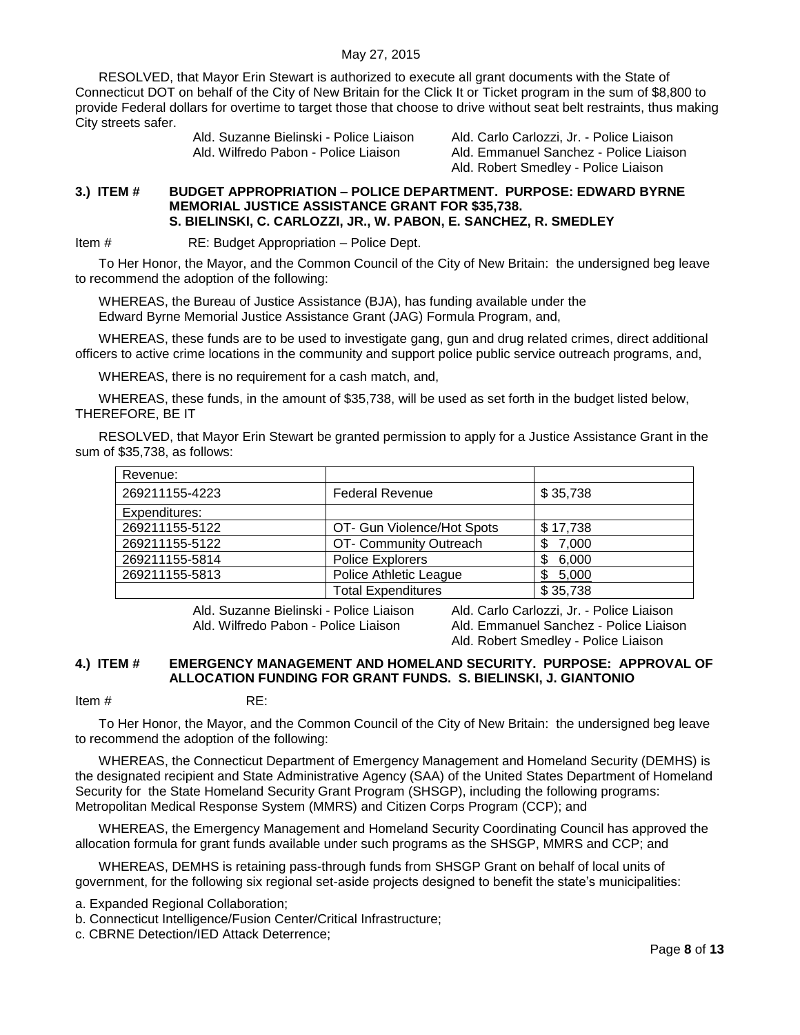RESOLVED, that Mayor Erin Stewart is authorized to execute all grant documents with the State of Connecticut DOT on behalf of the City of New Britain for the Click It or Ticket program in the sum of $8,800 to provide Federal dollars for overtime to target those that choose to drive without seat belt restraints, thus making City streets safer.

Ald. Suzanne Bielinski - Police Liaison
Ald. Carlo Carlozzi, Jr. - Police Liaison
Ald. Wilfredo Pabon - Police Liaison
Ald. Emmanuel Sanchez - Police Liaison
Ald. Robert Smedley - Police Liaison

**3.) ITEM # BUDGET APPROPRIATION – POLICE DEPARTMENT. PURPOSE: EDWARD BYRNE MEMORIAL JUSTICE ASSISTANCE GRANT FOR $35,738. S. BIELINSKI, C. CARLOZZI, JR., W. PABON, E. SANCHEZ, R. SMEDLEY**

Item # RE: Budget Appropriation – Police Dept.

To Her Honor, the Mayor, and the Common Council of the City of New Britain: the undersigned beg leave to recommend the adoption of the following:

WHEREAS, the Bureau of Justice Assistance (BJA), has funding available under the Edward Byrne Memorial Justice Assistance Grant (JAG) Formula Program, and,

WHEREAS, these funds are to be used to investigate gang, gun and drug related crimes, direct additional officers to active crime locations in the community and support police public service outreach programs, and,

WHEREAS, there is no requirement for a cash match, and,

WHEREAS, these funds, in the amount of $35,738, will be used as set forth in the budget listed below, THEREFORE, BE IT

RESOLVED, that Mayor Erin Stewart be granted permission to apply for a Justice Assistance Grant in the sum of $35,738, as follows:

| Revenue: | | |
|---|---|---|
| 269211155-4223 | Federal Revenue | $ 35,738 |
| Expenditures: | | |
| 269211155-5122 | OT- Gun Violence/Hot Spots | $ 17,738 |
| 269211155-5122 | OT- Community Outreach | $ 7,000 |
| 269211155-5814 | Police Explorers | $ 6,000 |
| 269211155-5813 | Police Athletic League | $ 5,000 |
| | Total Expenditures | $ 35,738 |

Ald. Suzanne Bielinski - Police Liaison
Ald. Carlo Carlozzi, Jr. - Police Liaison
Ald. Wilfredo Pabon - Police Liaison
Ald. Emmanuel Sanchez - Police Liaison
Ald. Robert Smedley - Police Liaison

**4.) ITEM # EMERGENCY MANAGEMENT AND HOMELAND SECURITY. PURPOSE: APPROVAL OF ALLOCATION FUNDING FOR GRANT FUNDS. S. BIELINSKI, J. GIANTONIO**

Item # RE:

To Her Honor, the Mayor, and the Common Council of the City of New Britain: the undersigned beg leave to recommend the adoption of the following:

WHEREAS, the Connecticut Department of Emergency Management and Homeland Security (DEMHS) is the designated recipient and State Administrative Agency (SAA) of the United States Department of Homeland Security for the State Homeland Security Grant Program (SHSGP), including the following programs: Metropolitan Medical Response System (MMRS) and Citizen Corps Program (CCP); and

WHEREAS, the Emergency Management and Homeland Security Coordinating Council has approved the allocation formula for grant funds available under such programs as the SHSGP, MMRS and CCP; and

WHEREAS, DEMHS is retaining pass-through funds from SHSGP Grant on behalf of local units of government, for the following six regional set-aside projects designed to benefit the state's municipalities:

a. Expanded Regional Collaboration;
b. Connecticut Intelligence/Fusion Center/Critical Infrastructure;
c. CBRNE Detection/IED Attack Deterrence;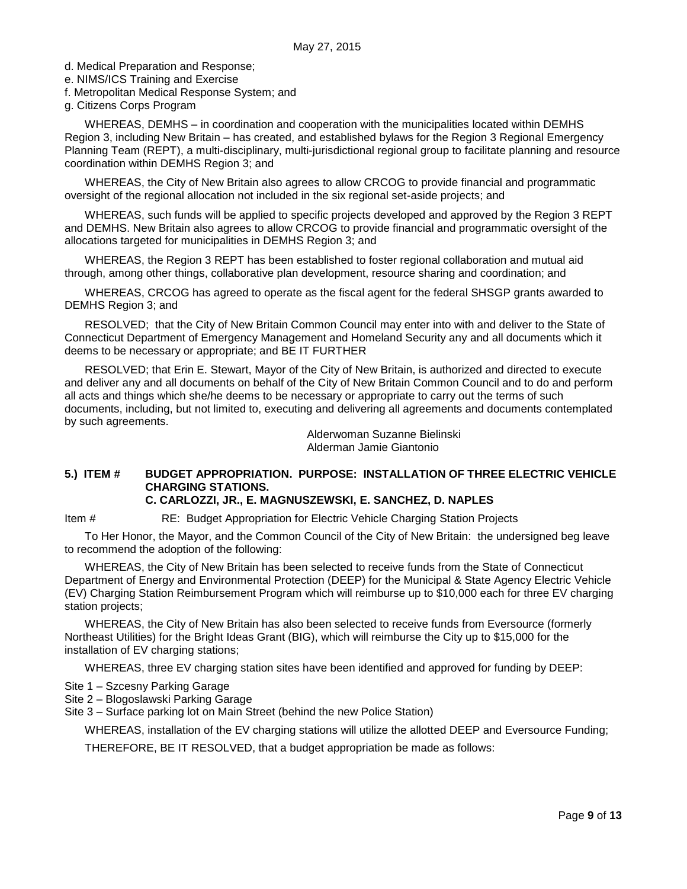d. Medical Preparation and Response;
e. NIMS/ICS Training and Exercise
f. Metropolitan Medical Response System; and
g. Citizens Corps Program

WHEREAS, DEMHS – in coordination and cooperation with the municipalities located within DEMHS Region 3, including New Britain – has created, and established bylaws for the Region 3 Regional Emergency Planning Team (REPT), a multi-disciplinary, multi-jurisdictional regional group to facilitate planning and resource coordination within DEMHS Region 3; and

WHEREAS, the City of New Britain also agrees to allow CRCOG to provide financial and programmatic oversight of the regional allocation not included in the six regional set-aside projects; and

WHEREAS, such funds will be applied to specific projects developed and approved by the Region 3 REPT and DEMHS. New Britain also agrees to allow CRCOG to provide financial and programmatic oversight of the allocations targeted for municipalities in DEMHS Region 3; and

WHEREAS, the Region 3 REPT has been established to foster regional collaboration and mutual aid through, among other things, collaborative plan development, resource sharing and coordination; and

WHEREAS, CRCOG has agreed to operate as the fiscal agent for the federal SHSGP grants awarded to DEMHS Region 3; and

RESOLVED; that the City of New Britain Common Council may enter into with and deliver to the State of Connecticut Department of Emergency Management and Homeland Security any and all documents which it deems to be necessary or appropriate; and BE IT FURTHER

RESOLVED; that Erin E. Stewart, Mayor of the City of New Britain, is authorized and directed to execute and deliver any and all documents on behalf of the City of New Britain Common Council and to do and perform all acts and things which she/he deems to be necessary or appropriate to carry out the terms of such documents, including, but not limited to, executing and delivering all agreements and documents contemplated by such agreements.

Alderwoman Suzanne Bielinski
Alderman Jamie Giantonio

**5.) ITEM # BUDGET APPROPRIATION. PURPOSE: INSTALLATION OF THREE ELECTRIC VEHICLE CHARGING STATIONS.**
**C. CARLOZZI, JR., E. MAGNUSZEWSKI, E. SANCHEZ, D. NAPLES**

Item # RE: Budget Appropriation for Electric Vehicle Charging Station Projects

To Her Honor, the Mayor, and the Common Council of the City of New Britain: the undersigned beg leave to recommend the adoption of the following:

WHEREAS, the City of New Britain has been selected to receive funds from the State of Connecticut Department of Energy and Environmental Protection (DEEP) for the Municipal & State Agency Electric Vehicle (EV) Charging Station Reimbursement Program which will reimburse up to $10,000 each for three EV charging station projects;

WHEREAS, the City of New Britain has also been selected to receive funds from Eversource (formerly Northeast Utilities) for the Bright Ideas Grant (BIG), which will reimburse the City up to $15,000 for the installation of EV charging stations;

WHEREAS, three EV charging station sites have been identified and approved for funding by DEEP:

Site 1 – Szcesny Parking Garage
Site 2 – Blogoslawski Parking Garage
Site 3 – Surface parking lot on Main Street (behind the new Police Station)

WHEREAS, installation of the EV charging stations will utilize the allotted DEEP and Eversource Funding;

THEREFORE, BE IT RESOLVED, that a budget appropriation be made as follows: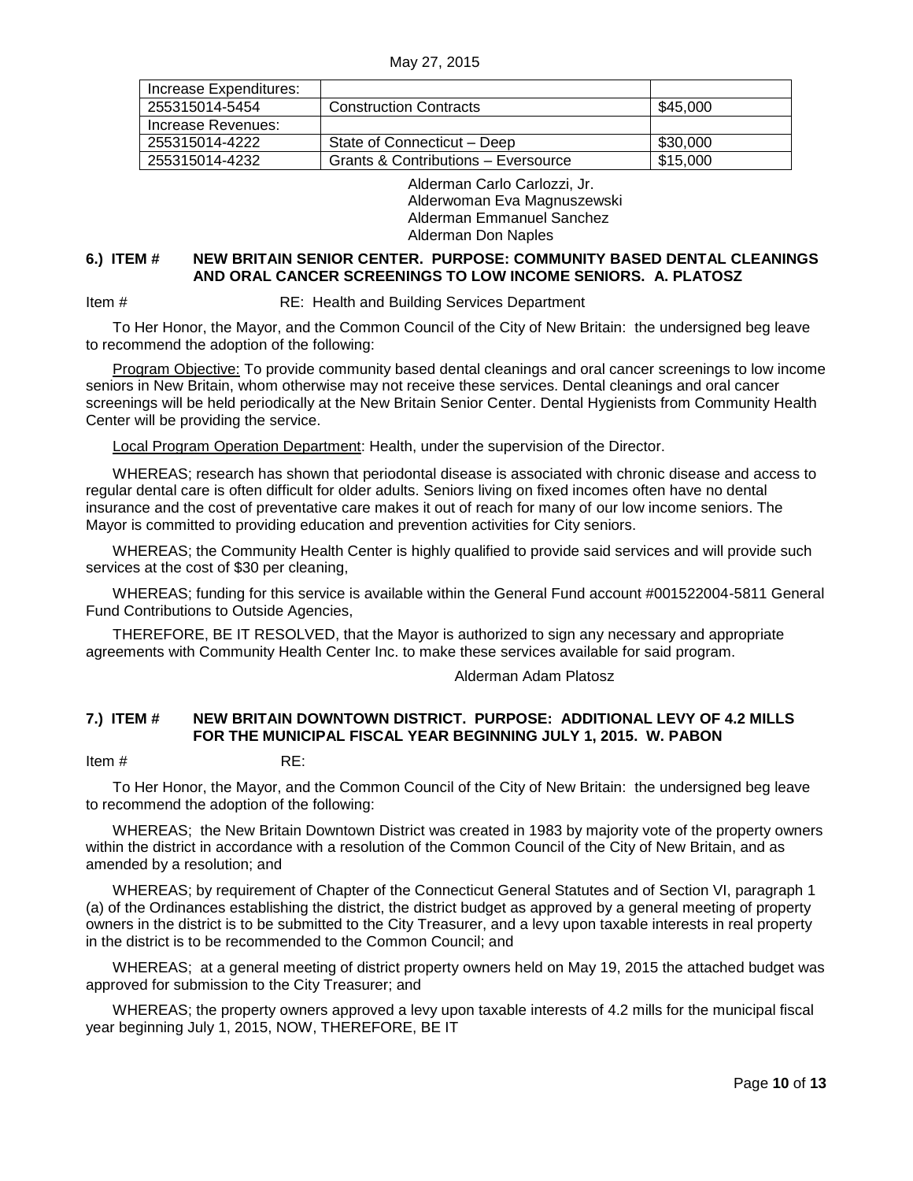| | | |
|---|---|---|
| Increase Expenditures: | | |
| 255315014-5454 | Construction Contracts | $45,000 |
| Increase Revenues: | | |
| 255315014-4222 | State of Connecticut – Deep | $30,000 |
| 255315014-4232 | Grants & Contributions – Eversource | $15,000 |

Alderman Carlo Carlozzi, Jr.
Alderwoman Eva Magnuszewski
Alderman Emmanuel Sanchez
Alderman Don Naples

### 6.) ITEM # NEW BRITAIN SENIOR CENTER. PURPOSE: COMMUNITY BASED DENTAL CLEANINGS AND ORAL CANCER SCREENINGS TO LOW INCOME SENIORS. A. PLATOSZ

Item # RE: Health and Building Services Department

To Her Honor, the Mayor, and the Common Council of the City of New Britain: the undersigned beg leave to recommend the adoption of the following:

Program Objective: To provide community based dental cleanings and oral cancer screenings to low income seniors in New Britain, whom otherwise may not receive these services. Dental cleanings and oral cancer screenings will be held periodically at the New Britain Senior Center. Dental Hygienists from Community Health Center will be providing the service.

Local Program Operation Department: Health, under the supervision of the Director.

WHEREAS; research has shown that periodontal disease is associated with chronic disease and access to regular dental care is often difficult for older adults. Seniors living on fixed incomes often have no dental insurance and the cost of preventative care makes it out of reach for many of our low income seniors. The Mayor is committed to providing education and prevention activities for City seniors.

WHEREAS; the Community Health Center is highly qualified to provide said services and will provide such services at the cost of $30 per cleaning,

WHEREAS; funding for this service is available within the General Fund account #001522004-5811 General Fund Contributions to Outside Agencies,

THEREFORE, BE IT RESOLVED, that the Mayor is authorized to sign any necessary and appropriate agreements with Community Health Center Inc. to make these services available for said program.

Alderman Adam Platosz

### 7.) ITEM # NEW BRITAIN DOWNTOWN DISTRICT. PURPOSE: ADDITIONAL LEVY OF 4.2 MILLS FOR THE MUNICIPAL FISCAL YEAR BEGINNING JULY 1, 2015. W. PABON

Item # RE:

To Her Honor, the Mayor, and the Common Council of the City of New Britain: the undersigned beg leave to recommend the adoption of the following:

WHEREAS; the New Britain Downtown District was created in 1983 by majority vote of the property owners within the district in accordance with a resolution of the Common Council of the City of New Britain, and as amended by a resolution; and

WHEREAS; by requirement of Chapter of the Connecticut General Statutes and of Section VI, paragraph 1 (a) of the Ordinances establishing the district, the district budget as approved by a general meeting of property owners in the district is to be submitted to the City Treasurer, and a levy upon taxable interests in real property in the district is to be recommended to the Common Council; and

WHEREAS; at a general meeting of district property owners held on May 19, 2015 the attached budget was approved for submission to the City Treasurer; and

WHEREAS; the property owners approved a levy upon taxable interests of 4.2 mills for the municipal fiscal year beginning July 1, 2015, NOW, THEREFORE, BE IT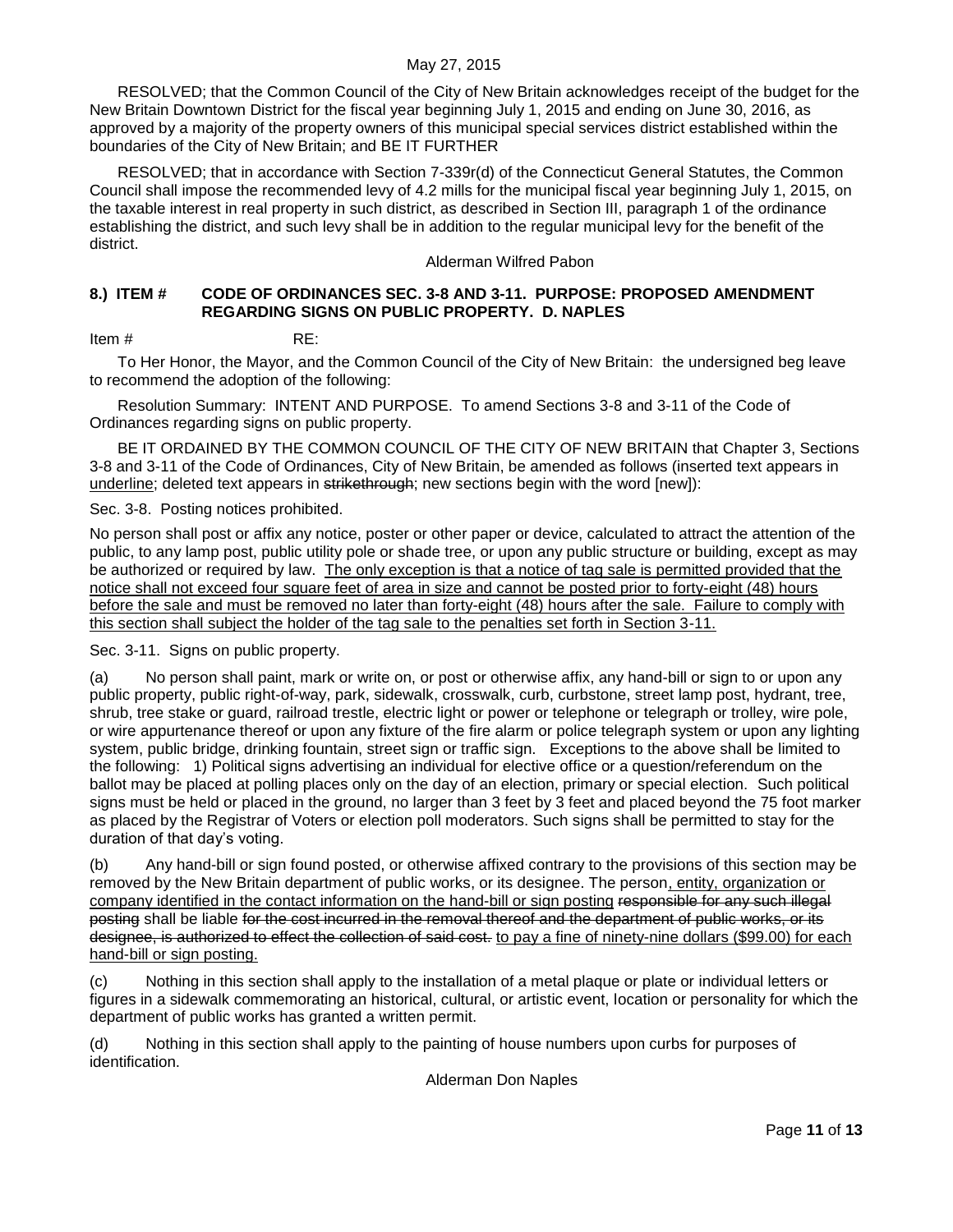RESOLVED; that the Common Council of the City of New Britain acknowledges receipt of the budget for the New Britain Downtown District for the fiscal year beginning July 1, 2015 and ending on June 30, 2016, as approved by a majority of the property owners of this municipal special services district established within the boundaries of the City of New Britain; and BE IT FURTHER

RESOLVED; that in accordance with Section 7-339r(d) of the Connecticut General Statutes, the Common Council shall impose the recommended levy of 4.2 mills for the municipal fiscal year beginning July 1, 2015, on the taxable interest in real property in such district, as described in Section III, paragraph 1 of the ordinance establishing the district, and such levy shall be in addition to the regular municipal levy for the benefit of the district.

Alderman Wilfred Pabon

### 8.) ITEM # CODE OF ORDINANCES SEC. 3-8 AND 3-11. PURPOSE: PROPOSED AMENDMENT REGARDING SIGNS ON PUBLIC PROPERTY. D. NAPLES

Item # RE:

To Her Honor, the Mayor, and the Common Council of the City of New Britain: the undersigned beg leave to recommend the adoption of the following:

Resolution Summary: INTENT AND PURPOSE. To amend Sections 3-8 and 3-11 of the Code of Ordinances regarding signs on public property.

BE IT ORDAINED BY THE COMMON COUNCIL OF THE CITY OF NEW BRITAIN that Chapter 3, Sections 3-8 and 3-11 of the Code of Ordinances, City of New Britain, be amended as follows (inserted text appears in <u>underline</u>; deleted text appears in ~~strikethrough~~; new sections begin with the word [new]):

Sec. 3-8. Posting notices prohibited.

No person shall post or affix any notice, poster or other paper or device, calculated to attract the attention of the public, to any lamp post, public utility pole or shade tree, or upon any public structure or building, except as may be authorized or required by law. <u>The only exception is that a notice of tag sale is permitted provided that the notice shall not exceed four square feet of area in size and cannot be posted prior to forty-eight (48) hours before the sale and must be removed no later than forty-eight (48) hours after the sale. Failure to comply with this section shall subject the holder of the tag sale to the penalties set forth in Section 3-11.</u>

Sec. 3-11. Signs on public property.

(a) No person shall paint, mark or write on, or post or otherwise affix, any hand-bill or sign to or upon any public property, public right-of-way, park, sidewalk, crosswalk, curb, curbstone, street lamp post, hydrant, tree, shrub, tree stake or guard, railroad trestle, electric light or power or telephone or telegraph or trolley, wire pole, or wire appurtenance thereof or upon any fixture of the fire alarm or police telegraph system or upon any lighting system, public bridge, drinking fountain, street sign or traffic sign. Exceptions to the above shall be limited to the following: 1) Political signs advertising an individual for elective office or a question/referendum on the ballot may be placed at polling places only on the day of an election, primary or special election. Such political signs must be held or placed in the ground, no larger than 3 feet by 3 feet and placed beyond the 75 foot marker as placed by the Registrar of Voters or election poll moderators. Such signs shall be permitted to stay for the duration of that day's voting.

(b) Any hand-bill or sign found posted, or otherwise affixed contrary to the provisions of this section may be removed by the New Britain department of public works, or its designee. The person<u>, entity, organization or company identified in the contact information on the hand-bill or sign posting</u> ~~responsible for any such illegal posting~~ shall be liable ~~for the cost incurred in the removal thereof and the department of public works, or its designee, is authorized to effect the collection of said cost.~~ <u>to pay a fine of ninety-nine dollars ($99.00) for each hand-bill or sign posting.</u>

(c) Nothing in this section shall apply to the installation of a metal plaque or plate or individual letters or figures in a sidewalk commemorating an historical, cultural, or artistic event, location or personality for which the department of public works has granted a written permit.

(d) Nothing in this section shall apply to the painting of house numbers upon curbs for purposes of identification.

Alderman Don Naples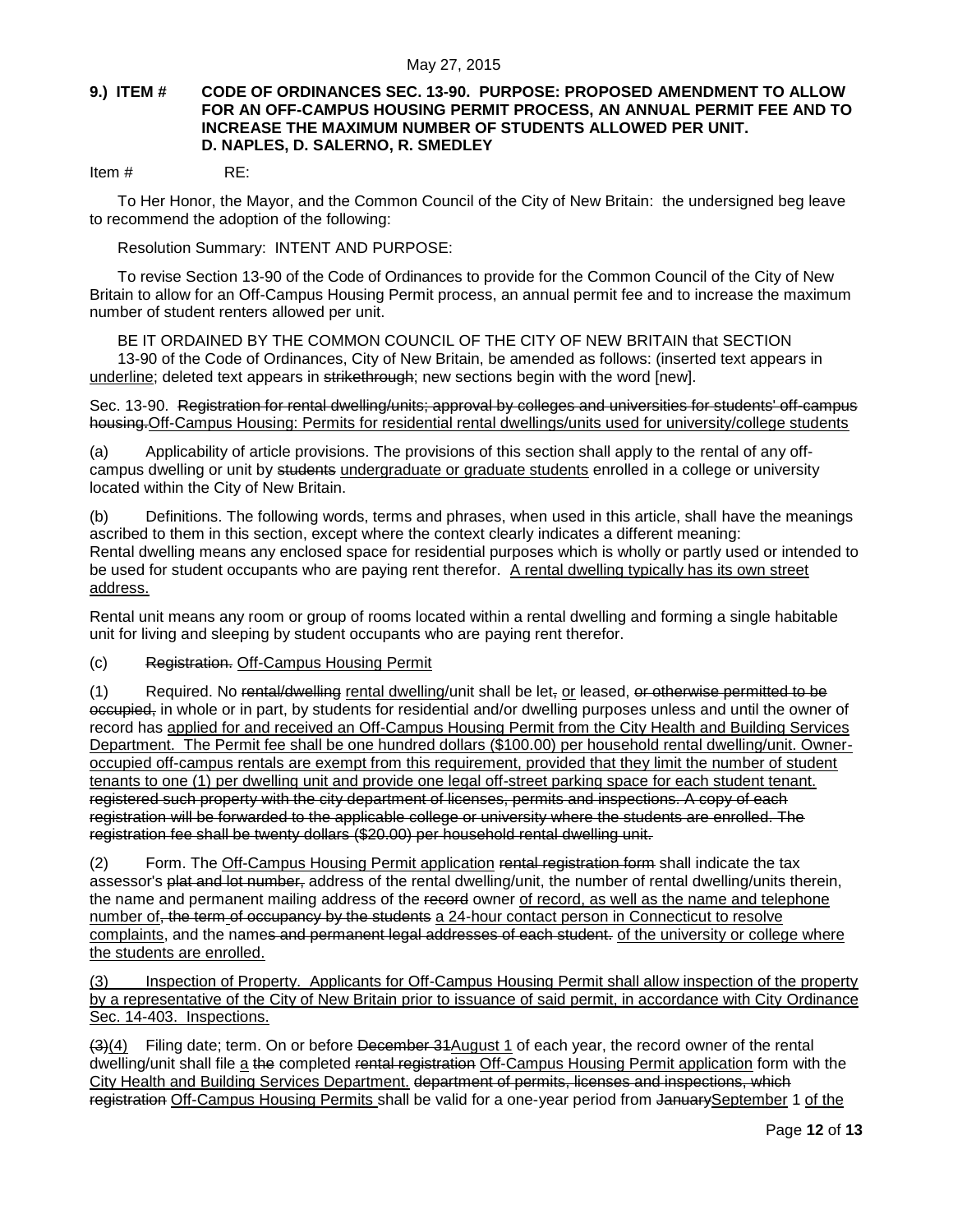**9.) ITEM # CODE OF ORDINANCES SEC. 13-90. PURPOSE: PROPOSED AMENDMENT TO ALLOW FOR AN OFF-CAMPUS HOUSING PERMIT PROCESS, AN ANNUAL PERMIT FEE AND TO INCREASE THE MAXIMUM NUMBER OF STUDENTS ALLOWED PER UNIT. D. NAPLES, D. SALERNO, R. SMEDLEY**

Item # RE:

To Her Honor, the Mayor, and the Common Council of the City of New Britain: the undersigned beg leave to recommend the adoption of the following:

Resolution Summary: INTENT AND PURPOSE:

To revise Section 13-90 of the Code of Ordinances to provide for the Common Council of the City of New Britain to allow for an Off-Campus Housing Permit process, an annual permit fee and to increase the maximum number of student renters allowed per unit.

BE IT ORDAINED BY THE COMMON COUNCIL OF THE CITY OF NEW BRITAIN that SECTION 13-90 of the Code of Ordinances, City of New Britain, be amended as follows: (inserted text appears in <u>underline</u>; deleted text appears in ~~strikethrough~~; new sections begin with the word [new].

Sec. 13-90. ~~Registration for rental dwelling/units; approval by colleges and universities for students' off-campus housing.~~<u>Off-Campus Housing: Permits for residential rental dwellings/units used for university/college students</u>

(a) Applicability of article provisions. The provisions of this section shall apply to the rental of any off-campus dwelling or unit by ~~students~~ <u>undergraduate or graduate students</u> enrolled in a college or university located within the City of New Britain.

(b) Definitions. The following words, terms and phrases, when used in this article, shall have the meanings ascribed to them in this section, except where the context clearly indicates a different meaning:
Rental dwelling means any enclosed space for residential purposes which is wholly or partly used or intended to be used for student occupants who are paying rent therefor. <u>A rental dwelling typically has its own street address.</u>

Rental unit means any room or group of rooms located within a rental dwelling and forming a single habitable unit for living and sleeping by student occupants who are paying rent therefor.

(c) ~~Registration.~~ <u>Off-Campus Housing Permit</u>

(1) Required. No ~~rental/dwelling~~ <u>rental dwelling/</u>unit shall be let~~,~~ <u>or</u> leased, ~~or otherwise permitted to be occupied,~~ in whole or in part, by students for residential and/or dwelling purposes unless and until the owner of record has <u>applied for and received an Off-Campus Housing Permit from the City Health and Building Services Department. The Permit fee shall be one hundred dollars ($100.00) per household rental dwelling/unit. Owner-occupied off-campus rentals are exempt from this requirement, provided that they limit the number of student tenants to one (1) per dwelling unit and provide one legal off-street parking space for each student tenant.</u> ~~registered such property with the city department of licenses, permits and inspections. A copy of each registration will be forwarded to the applicable college or university where the students are enrolled. The registration fee shall be twenty dollars ($20.00) per household rental dwelling unit.~~

(2) Form. The <u>Off-Campus Housing Permit application</u> ~~rental registration form~~ shall indicate the tax assessor's ~~plat and lot number,~~ address of the rental dwelling/unit, the number of rental dwelling/units therein, the name and permanent mailing address of the ~~record~~ owner <u>of record, as well as the name and telephone number of</u>~~, the term of occupancy by the students~~ <u>a 24-hour contact person in Connecticut to resolve complaints</u>, and the name~~s and permanent legal addresses of each student.~~ <u>of the university or college where the students are enrolled.</u>

<u>(3) Inspection of Property. Applicants for Off-Campus Housing Permit shall allow inspection of the property by a representative of the City of New Britain prior to issuance of said permit, in accordance with City Ordinance Sec. 14-403. Inspections.</u>

~~(3)~~<u>(4)</u> Filing date; term. On or before ~~December 31~~<u>August 1</u> of each year, the record owner of the rental dwelling/unit shall file <u>a</u> ~~the~~ completed ~~rental registration~~ <u>Off-Campus Housing Permit application</u> form with the <u>City Health and Building Services Department.</u> ~~department of permits, licenses and inspections, which registration~~ <u>Off-Campus Housing Permits</u> shall be valid for a one-year period from ~~January~~<u>September</u> 1 <u>of the</u>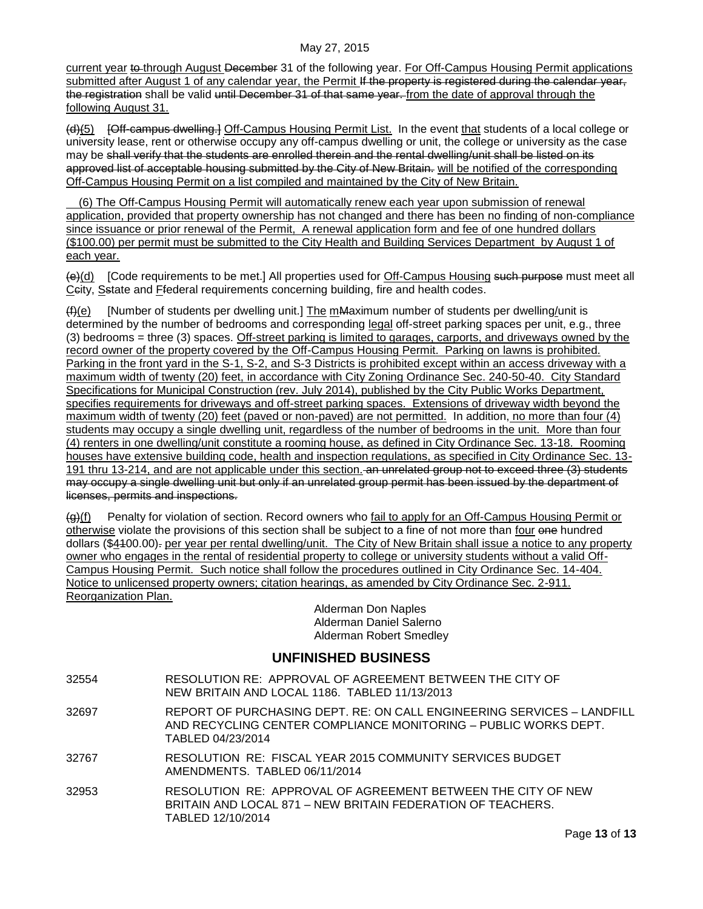current year to through August December 31 of the following year. For Off-Campus Housing Permit applications submitted after August 1 of any calendar year, the Permit If the property is registered during the calendar year, the registration shall be valid until December 31 of that same year. from the date of approval through the following August 31.

(d)(5) [Off-campus dwelling.] Off-Campus Housing Permit List. In the event that students of a local college or university lease, rent or otherwise occupy any off-campus dwelling or unit, the college or university as the case may be shall verify that the students are enrolled therein and the rental dwelling/unit shall be listed on its approved list of acceptable housing submitted by the City of New Britain. will be notified of the corresponding Off-Campus Housing Permit on a list compiled and maintained by the City of New Britain.

(6) The Off-Campus Housing Permit will automatically renew each year upon submission of renewal application, provided that property ownership has not changed and there has been no finding of non-compliance since issuance or prior renewal of the Permit, A renewal application form and fee of one hundred dollars ($100.00) per permit must be submitted to the City Health and Building Services Department by August 1 of each year.

(e)(d) [Code requirements to be met.] All properties used for Off-Campus Housing such purpose must meet all Ccity, Sstate and Ffederal requirements concerning building, fire and health codes.

(f)(e) [Number of students per dwelling unit.] The mMaximum number of students per dwelling/unit is determined by the number of bedrooms and corresponding legal off-street parking spaces per unit, e.g., three (3) bedrooms = three (3) spaces. Off-street parking is limited to garages, carports, and driveways owned by the record owner of the property covered by the Off-Campus Housing Permit. Parking on lawns is prohibited. Parking in the front yard in the S-1, S-2, and S-3 Districts is prohibited except within an access driveway with a maximum width of twenty (20) feet, in accordance with City Zoning Ordinance Sec. 240-50-40. City Standard Specifications for Municipal Construction (rev. July 2014), published by the City Public Works Department, specifies requirements for driveways and off-street parking spaces. Extensions of driveway width beyond the maximum width of twenty (20) feet (paved or non-paved) are not permitted. In addition, no more than four (4) students may occupy a single dwelling unit, regardless of the number of bedrooms in the unit. More than four (4) renters in one dwelling/unit constitute a rooming house, as defined in City Ordinance Sec. 13-18. Rooming houses have extensive building code, health and inspection regulations, as specified in City Ordinance Sec. 13-191 thru 13-214, and are not applicable under this section. an unrelated group not to exceed three (3) students may occupy a single dwelling unit but only if an unrelated group permit has been issued by the department of licenses, permits and inspections.

(g)(f) Penalty for violation of section. Record owners who fail to apply for an Off-Campus Housing Permit or otherwise violate the provisions of this section shall be subject to a fine of not more than four one hundred dollars ($4100.00). per year per rental dwelling/unit. The City of New Britain shall issue a notice to any property owner who engages in the rental of residential property to college or university students without a valid Off-Campus Housing Permit. Such notice shall follow the procedures outlined in City Ordinance Sec. 14-404. Notice to unlicensed property owners; citation hearings, as amended by City Ordinance Sec. 2-911. Reorganization Plan.

Alderman Don Naples
Alderman Daniel Salerno
Alderman Robert Smedley

## UNFINISHED BUSINESS

| | |
|---|---|
| 32554 | RESOLUTION RE: APPROVAL OF AGREEMENT BETWEEN THE CITY OF NEW BRITAIN AND LOCAL 1186. TABLED 11/13/2013 |
| 32697 | REPORT OF PURCHASING DEPT. RE: ON CALL ENGINEERING SERVICES – LANDFILL AND RECYCLING CENTER COMPLIANCE MONITORING – PUBLIC WORKS DEPT. TABLED 04/23/2014 |
| 32767 | RESOLUTION RE: FISCAL YEAR 2015 COMMUNITY SERVICES BUDGET AMENDMENTS. TABLED 06/11/2014 |
| 32953 | RESOLUTION RE: APPROVAL OF AGREEMENT BETWEEN THE CITY OF NEW BRITAIN AND LOCAL 871 – NEW BRITAIN FEDERATION OF TEACHERS. TABLED 12/10/2014 |